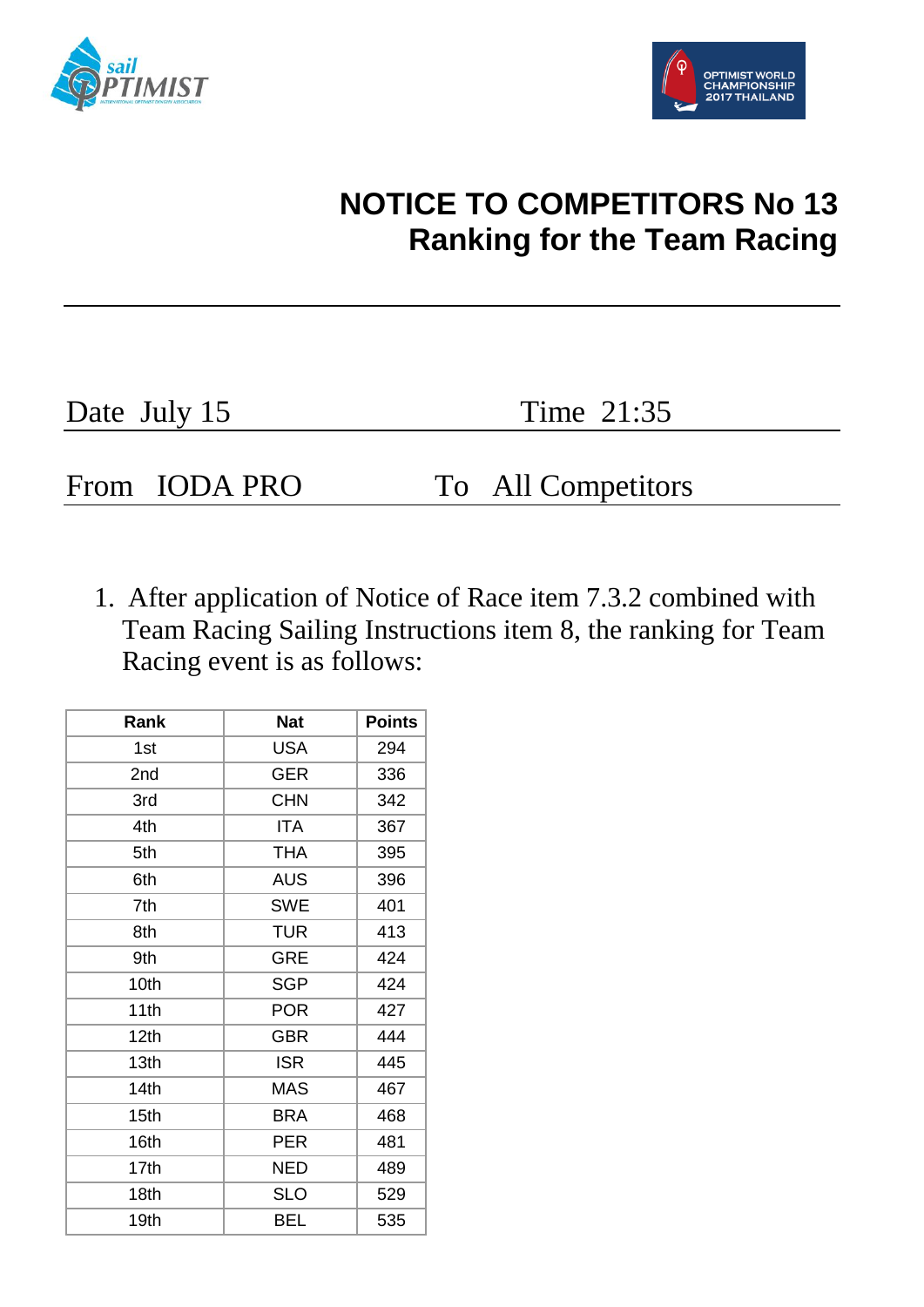# NOTICE TO COMPETITORS No 13
## Ranking for the Team Racing

Date July 15 Time 21:35

From IODA PRO To All Competitors

1. After application of Notice of Race item 7.3.2 combined with Team Racing Sailing Instructions item 8, the ranking for Team Racing event is as follows:

| Rank | Nat | Points |
|---|---|---|
| 1st | USA | 294 |
| 2nd | GER | 336 |
| 3rd | CHN | 342 |
| 4th | ITA | 367 |
| 5th | THA | 395 |
| 6th | AUS | 396 |
| 7th | SWE | 401 |
| 8th | TUR | 413 |
| 9th | GRE | 424 |
| 10th | SGP | 424 |
| 11th | POR | 427 |
| 12th | GBR | 444 |
| 13th | ISR | 445 |
| 14th | MAS | 467 |
| 15th | BRA | 468 |
| 16th | PER | 481 |
| 17th | NED | 489 |
| 18th | SLO | 529 |
| 19th | BEL | 535 |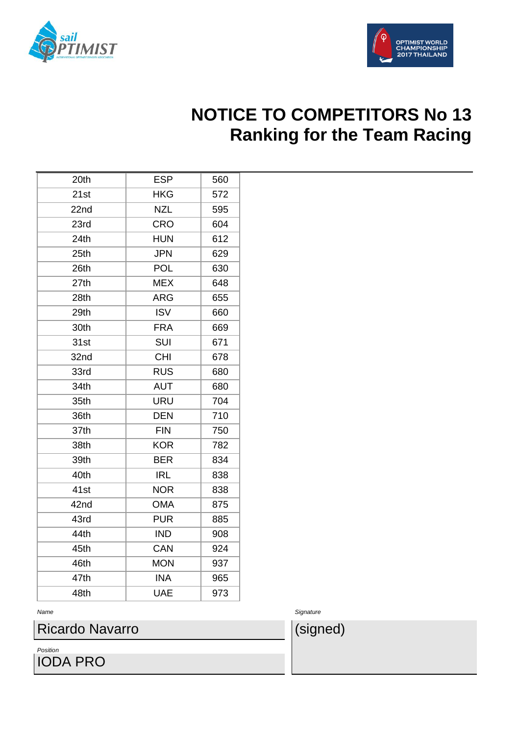# NOTICE TO COMPETITORS No 13
# Ranking for the Team Racing

| | | |
|---|---|---|
| 20th | ESP | 560 |
| 21st | HKG | 572 |
| 22nd | NZL | 595 |
| 23rd | CRO | 604 |
| 24th | HUN | 612 |
| 25th | JPN | 629 |
| 26th | POL | 630 |
| 27th | MEX | 648 |
| 28th | ARG | 655 |
| 29th | ISV | 660 |
| 30th | FRA | 669 |
| 31st | SUI | 671 |
| 32nd | CHI | 678 |
| 33rd | RUS | 680 |
| 34th | AUT | 680 |
| 35th | URU | 704 |
| 36th | DEN | 710 |
| 37th | FIN | 750 |
| 38th | KOR | 782 |
| 39th | BER | 834 |
| 40th | IRL | 838 |
| 41st | NOR | 838 |
| 42nd | OMA | 875 |
| 43rd | PUR | 885 |
| 44th | IND | 908 |
| 45th | CAN | 924 |
| 46th | MON | 937 |
| 47th | INA | 965 |
| 48th | UAE | 973 |

*Name*

Ricardo Navarro

*Position*

IODA PRO

*Signature*

(signed)